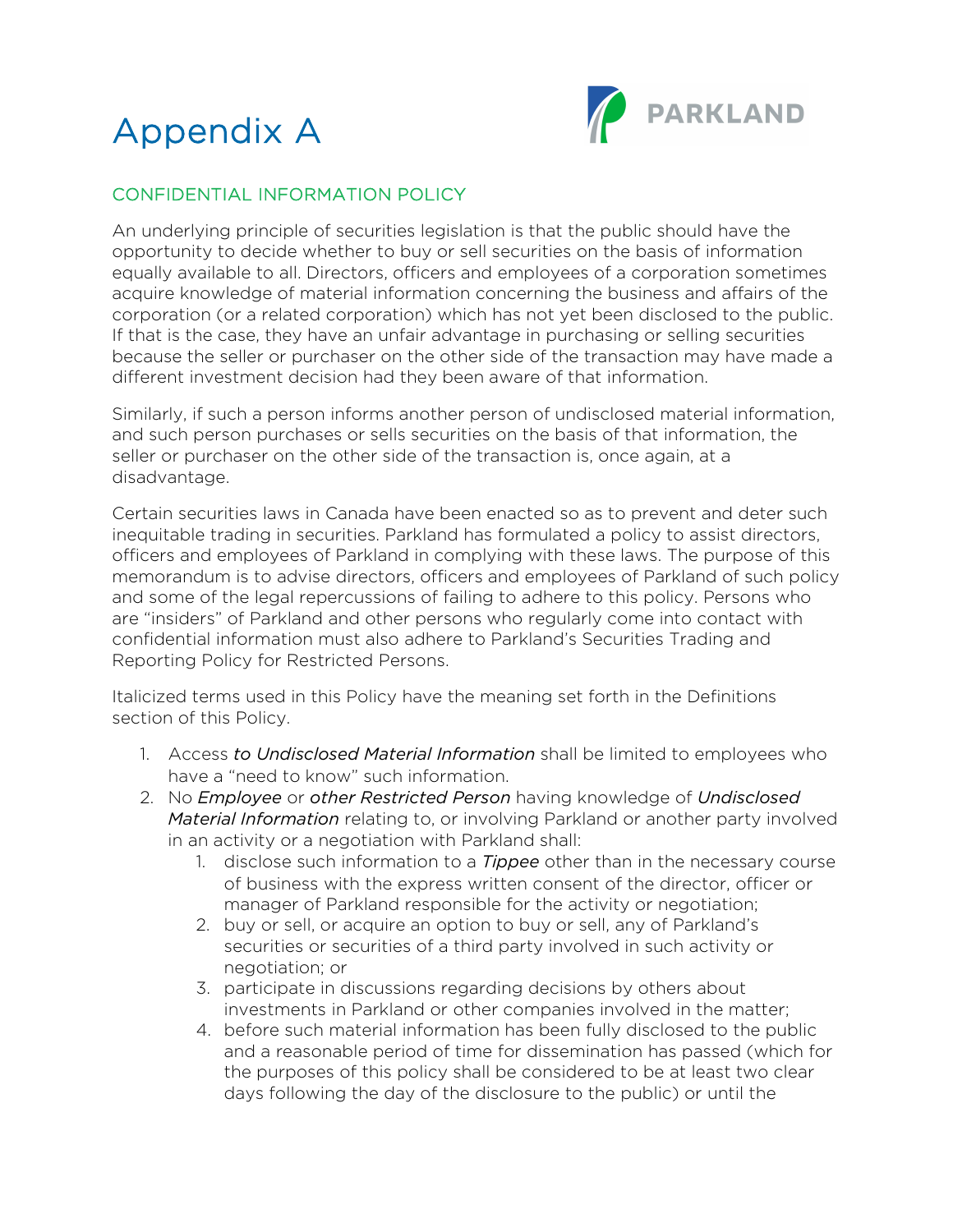# Appendix A

PARKLAND

## CONFIDENTIAL INFORMATION POLICY

An underlying principle of securities legislation is that the public should have the opportunity to decide whether to buy or sell securities on the basis of information equally available to all. Directors, officers and employees of a corporation sometimes acquire knowledge of material information concerning the business and affairs of the corporation (or a related corporation) which has not yet been disclosed to the public. If that is the case, they have an unfair advantage in purchasing or selling securities because the seller or purchaser on the other side of the transaction may have made a different investment decision had they been aware of that information.

Similarly, if such a person informs another person of undisclosed material information, and such person purchases or sells securities on the basis of that information, the seller or purchaser on the other side of the transaction is, once again, at a disadvantage.

Certain securities laws in Canada have been enacted so as to prevent and deter such inequitable trading in securities. Parkland has formulated a policy to assist directors, officers and employees of Parkland in complying with these laws. The purpose of this memorandum is to advise directors, officers and employees of Parkland of such policy and some of the legal repercussions of failing to adhere to this policy. Persons who are "insiders" of Parkland and other persons who regularly come into contact with confidential information must also adhere to Parkland's Securities Trading and Reporting Policy for Restricted Persons.

Italicized terms used in this Policy have the meaning set forth in the Definitions section of this Policy.

1. Access *to Undisclosed Material Information* shall be limited to employees who have a "need to know" such information.
2. No *Employee* or *other Restricted Person* having knowledge of *Undisclosed Material Information* relating to, or involving Parkland or another party involved in an activity or a negotiation with Parkland shall:
    1. disclose such information to a *Tippee* other than in the necessary course of business with the express written consent of the director, officer or manager of Parkland responsible for the activity or negotiation;
    2. buy or sell, or acquire an option to buy or sell, any of Parkland's securities or securities of a third party involved in such activity or negotiation; or
    3. participate in discussions regarding decisions by others about investments in Parkland or other companies involved in the matter;
    4. before such material information has been fully disclosed to the public and a reasonable period of time for dissemination has passed (which for the purposes of this policy shall be considered to be at least two clear days following the day of the disclosure to the public) or until the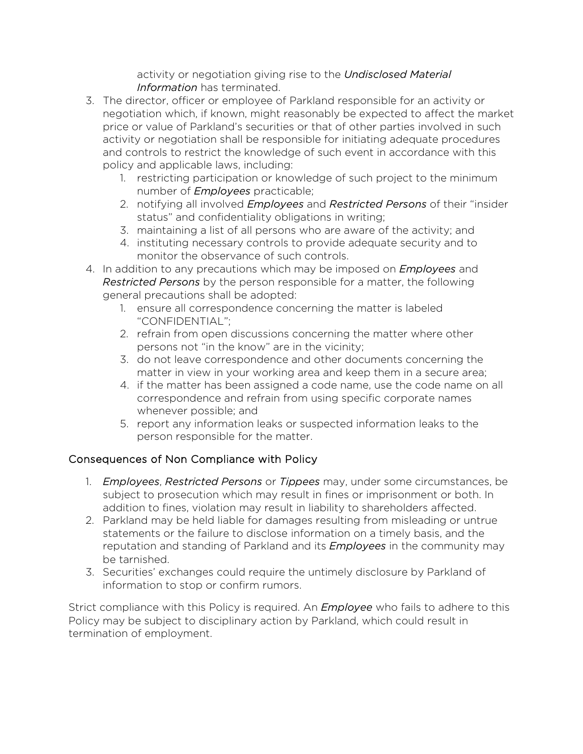activity or negotiation giving rise to the *Undisclosed Material Information* has terminated.

3. The director, officer or employee of Parkland responsible for an activity or negotiation which, if known, might reasonably be expected to affect the market price or value of Parkland's securities or that of other parties involved in such activity or negotiation shall be responsible for initiating adequate procedures and controls to restrict the knowledge of such event in accordance with this policy and applicable laws, including:
    1. restricting participation or knowledge of such project to the minimum number of *Employees* practicable;
    2. notifying all involved *Employees* and *Restricted Persons* of their "insider status" and confidentiality obligations in writing;
    3. maintaining a list of all persons who are aware of the activity; and
    4. instituting necessary controls to provide adequate security and to monitor the observance of such controls.
4. In addition to any precautions which may be imposed on *Employees* and *Restricted Persons* by the person responsible for a matter, the following general precautions shall be adopted:
    1. ensure all correspondence concerning the matter is labeled "CONFIDENTIAL";
    2. refrain from open discussions concerning the matter where other persons not "in the know" are in the vicinity;
    3. do not leave correspondence and other documents concerning the matter in view in your working area and keep them in a secure area;
    4. if the matter has been assigned a code name, use the code name on all correspondence and refrain from using specific corporate names whenever possible; and
    5. report any information leaks or suspected information leaks to the person responsible for the matter.

## Consequences of Non Compliance with Policy

1. *Employees*, *Restricted Persons* or *Tippees* may, under some circumstances, be subject to prosecution which may result in fines or imprisonment or both. In addition to fines, violation may result in liability to shareholders affected.
2. Parkland may be held liable for damages resulting from misleading or untrue statements or the failure to disclose information on a timely basis, and the reputation and standing of Parkland and its *Employees* in the community may be tarnished.
3. Securities' exchanges could require the untimely disclosure by Parkland of information to stop or confirm rumors.

Strict compliance with this Policy is required. An *Employee* who fails to adhere to this Policy may be subject to disciplinary action by Parkland, which could result in termination of employment.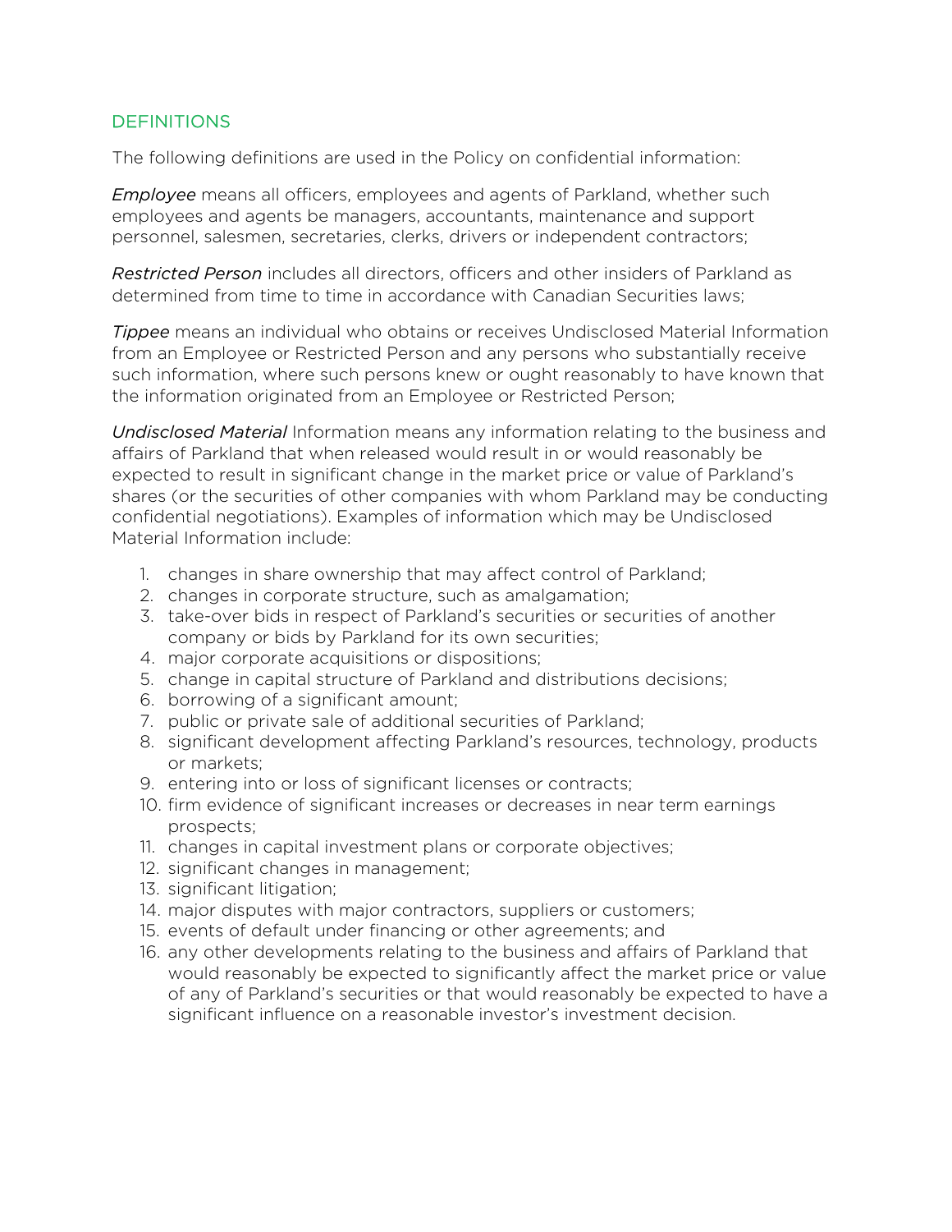## DEFINITIONS

The following definitions are used in the Policy on confidential information:

*Employee* means all officers, employees and agents of Parkland, whether such employees and agents be managers, accountants, maintenance and support personnel, salesmen, secretaries, clerks, drivers or independent contractors;

*Restricted Person* includes all directors, officers and other insiders of Parkland as determined from time to time in accordance with Canadian Securities laws;

*Tippee* means an individual who obtains or receives Undisclosed Material Information from an Employee or Restricted Person and any persons who substantially receive such information, where such persons knew or ought reasonably to have known that the information originated from an Employee or Restricted Person;

*Undisclosed Material* Information means any information relating to the business and affairs of Parkland that when released would result in or would reasonably be expected to result in significant change in the market price or value of Parkland's shares (or the securities of other companies with whom Parkland may be conducting confidential negotiations). Examples of information which may be Undisclosed Material Information include:

1. changes in share ownership that may affect control of Parkland;
2. changes in corporate structure, such as amalgamation;
3. take-over bids in respect of Parkland's securities or securities of another company or bids by Parkland for its own securities;
4. major corporate acquisitions or dispositions;
5. change in capital structure of Parkland and distributions decisions;
6. borrowing of a significant amount;
7. public or private sale of additional securities of Parkland;
8. significant development affecting Parkland's resources, technology, products or markets;
9. entering into or loss of significant licenses or contracts;
10. firm evidence of significant increases or decreases in near term earnings prospects;
11. changes in capital investment plans or corporate objectives;
12. significant changes in management;
13. significant litigation;
14. major disputes with major contractors, suppliers or customers;
15. events of default under financing or other agreements; and
16. any other developments relating to the business and affairs of Parkland that would reasonably be expected to significantly affect the market price or value of any of Parkland's securities or that would reasonably be expected to have a significant influence on a reasonable investor's investment decision.